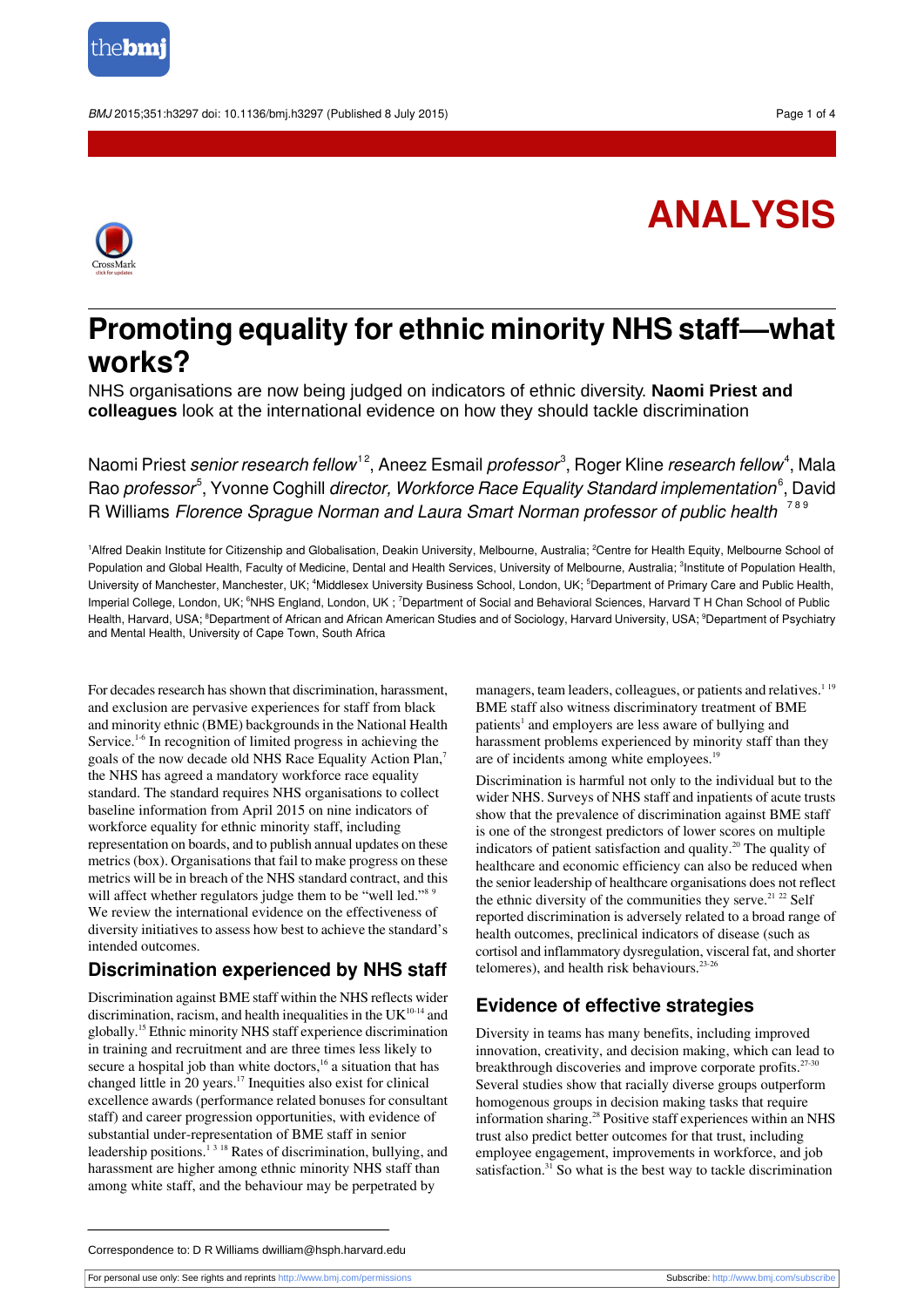ANALYSIS

# Promoting equality for ethnic minority NHS staff—what works?

NHS organisations are now being judged on indicators of ethnic diversity. **Naomi Priest and colleagues** look at the international evidence on how they should tackle discrimination

Naomi Priest *senior research fellow*[1,2], Aneez Esmail *professor*[3], Roger Kline *research fellow*[4], Mala Rao *professor*[5], Yvonne Coghill *director, Workforce Race Equality Standard implementation*[6], David R Williams *Florence Sprague Norman and Laura Smart Norman professor of public health*[7,8,9]

[1]Alfred Deakin Institute for Citizenship and Globalisation, Deakin University, Melbourne, Australia; [2]Centre for Health Equity, Melbourne School of Population and Global Health, Faculty of Medicine, Dental and Health Services, University of Melbourne, Australia; [3]Institute of Population Health, University of Manchester, Manchester, UK; [4]Middlesex University Business School, London, UK; [5]Department of Primary Care and Public Health, Imperial College, London, UK; [6]NHS England, London, UK ; [7]Department of Social and Behavioral Sciences, Harvard T H Chan School of Public Health, Harvard, USA; [8]Department of African and African American Studies and of Sociology, Harvard University, USA; [9]Department of Psychiatry and Mental Health, University of Cape Town, South Africa

For decades research has shown that discrimination, harassment, and exclusion are pervasive experiences for staff from black and minority ethnic (BME) backgrounds in the National Health Service.[1-6] In recognition of limited progress in achieving the goals of the now decade old NHS Race Equality Action Plan,[7] the NHS has agreed a mandatory workforce race equality standard. The standard requires NHS organisations to collect baseline information from April 2015 on nine indicators of workforce equality for ethnic minority staff, including representation on boards, and to publish annual updates on these metrics (box). Organisations that fail to make progress on these metrics will be in breach of the NHS standard contract, and this will affect whether regulators judge them to be "well led."[8,9] We review the international evidence on the effectiveness of diversity initiatives to assess how best to achieve the standard's intended outcomes.

## Discrimination experienced by NHS staff

Discrimination against BME staff within the NHS reflects wider discrimination, racism, and health inequalities in the UK[10-14] and globally.[15] Ethnic minority NHS staff experience discrimination in training and recruitment and are three times less likely to secure a hospital job than white doctors,[16] a situation that has changed little in 20 years.[17] Inequities also exist for clinical excellence awards (performance related bonuses for consultant staff) and career progression opportunities, with evidence of substantial under-representation of BME staff in senior leadership positions.[1,3,18] Rates of discrimination, bullying, and harassment are higher among ethnic minority NHS staff than among white staff, and the behaviour may be perpetrated by managers, team leaders, colleagues, or patients and relatives.[1,19] BME staff also witness discriminatory treatment of BME patients[1] and employers are less aware of bullying and harassment problems experienced by minority staff than they are of incidents among white employees.[19]

Discrimination is harmful not only to the individual but to the wider NHS. Surveys of NHS staff and inpatients of acute trusts show that the prevalence of discrimination against BME staff is one of the strongest predictors of lower scores on multiple indicators of patient satisfaction and quality.[20] The quality of healthcare and economic efficiency can also be reduced when the senior leadership of healthcare organisations does not reflect the ethnic diversity of the communities they serve.[21,22] Self reported discrimination is adversely related to a broad range of health outcomes, preclinical indicators of disease (such as cortisol and inflammatory dysregulation, visceral fat, and shorter telomeres), and health risk behaviours.[23-26]

## Evidence of effective strategies

Diversity in teams has many benefits, including improved innovation, creativity, and decision making, which can lead to breakthrough discoveries and improve corporate profits.[27-30] Several studies show that racially diverse groups outperform homogenous groups in decision making tasks that require information sharing.[28] Positive staff experiences within an NHS trust also predict better outcomes for that trust, including employee engagement, improvements in workforce, and job satisfaction.[31] So what is the best way to tackle discrimination

Correspondence to: D R Williams dwilliam@hsph.harvard.edu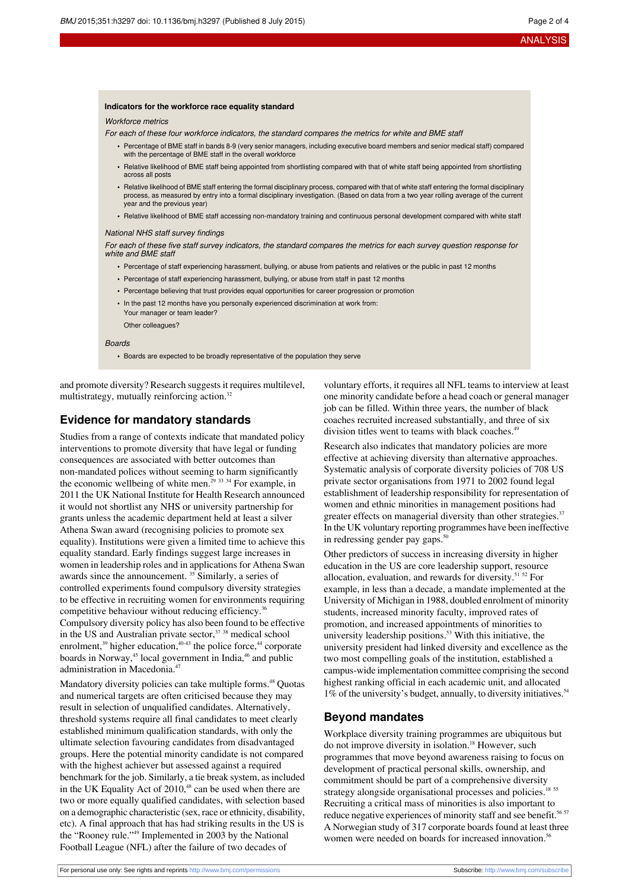**Indicators for the workforce race equality standard**

*Workforce metrics*

*For each of these four workforce indicators, the standard compares the metrics for white and BME staff*

- Percentage of BME staff in bands 8-9 (very senior managers, including executive board members and senior medical staff) compared with the percentage of BME staff in the overall workforce
- Relative likelihood of BME staff being appointed from shortlisting compared with that of white staff being appointed from shortlisting across all posts
- Relative likelihood of BME staff entering the formal disciplinary process, compared with that of white staff entering the formal disciplinary process, as measured by entry into a formal disciplinary investigation. (Based on data from a two year rolling average of the current year and the previous year)
- Relative likelihood of BME staff accessing non-mandatory training and continuous personal development compared with white staff

*National NHS staff survey findings*

*For each of these five staff survey indicators, the standard compares the metrics for each survey question response for white and BME staff*

- Percentage of staff experiencing harassment, bullying, or abuse from patients and relatives or the public in past 12 months
- Percentage of staff experiencing harassment, bullying, or abuse from staff in past 12 months
- Percentage believing that trust provides equal opportunities for career progression or promotion
- In the past 12 months have you personally experienced discrimination at work from:
  Your manager or team leader?
  Other colleagues?

*Boards*

- Boards are expected to be broadly representative of the population they serve

and promote diversity? Research suggests it requires multilevel, multistrategy, mutually reinforcing action.[32]

## Evidence for mandatory standards

Studies from a range of contexts indicate that mandated policy interventions to promote diversity that have legal or funding consequences are associated with better outcomes than non-mandated polices without seeming to harm significantly the economic wellbeing of white men.[29 33 34] For example, in 2011 the UK National Institute for Health Research announced it would not shortlist any NHS or university partnership for grants unless the academic department held at least a silver Athena Swan award (recognising policies to promote sex equality). Institutions were given a limited time to achieve this equality standard. Early findings suggest large increases in women in leadership roles and in applications for Athena Swan awards since the announcement.[35] Similarly, a series of controlled experiments found compulsory diversity strategies to be effective in recruiting women for environments requiring competitive behaviour without reducing efficiency.[36] Compulsory diversity policy has also been found to be effective in the US and Australian private sector,[37 38] medical school enrolment,[39] higher education,[40-43] the police force,[44] corporate boards in Norway,[45] local government in India,[46] and public administration in Macedonia.[47]

Mandatory diversity policies can take multiple forms.[48] Quotas and numerical targets are often criticised because they may result in selection of unqualified candidates. Alternatively, threshold systems require all final candidates to meet clearly established minimum qualification standards, with only the ultimate selection favouring candidates from disadvantaged groups. Here the potential minority candidate is not compared with the highest achiever but assessed against a required benchmark for the job. Similarly, a tie break system, as included in the UK Equality Act of 2010,[48] can be used when there are two or more equally qualified candidates, with selection based on a demographic characteristic (sex, race or ethnicity, disability, etc). A final approach that has had striking results in the US is the "Rooney rule."[49] Implemented in 2003 by the National Football League (NFL) after the failure of two decades of voluntary efforts, it requires all NFL teams to interview at least one minority candidate before a head coach or general manager job can be filled. Within three years, the number of black coaches recruited increased substantially, and three of six division titles went to teams with black coaches.[49]

Research also indicates that mandatory policies are more effective at achieving diversity than alternative approaches. Systematic analysis of corporate diversity policies of 708 US private sector organisations from 1971 to 2002 found legal establishment of leadership responsibility for representation of women and ethnic minorities in management positions had greater effects on managerial diversity than other strategies.[37] In the UK voluntary reporting programmes have been ineffective in redressing gender pay gaps.[50]

Other predictors of success in increasing diversity in higher education in the US are core leadership support, resource allocation, evaluation, and rewards for diversity.[51 52] For example, in less than a decade, a mandate implemented at the University of Michigan in 1988, doubled enrolment of minority students, increased minority faculty, improved rates of promotion, and increased appointments of minorities to university leadership positions.[53] With this initiative, the university president had linked diversity and excellence as the two most compelling goals of the institution, established a campus-wide implementation committee comprising the second highest ranking official in each academic unit, and allocated 1% of the university's budget, annually, to diversity initiatives.[54]

## Beyond mandates

Workplace diversity training programmes are ubiquitous but do not improve diversity in isolation.[18] However, such programmes that move beyond awareness raising to focus on development of practical personal skills, ownership, and commitment should be part of a comprehensive diversity strategy alongside organisational processes and policies.[18 55] Recruiting a critical mass of minorities is also important to reduce negative experiences of minority staff and see benefit.[56 57] A Norwegian study of 317 corporate boards found at least three women were needed on boards for increased innovation.[56]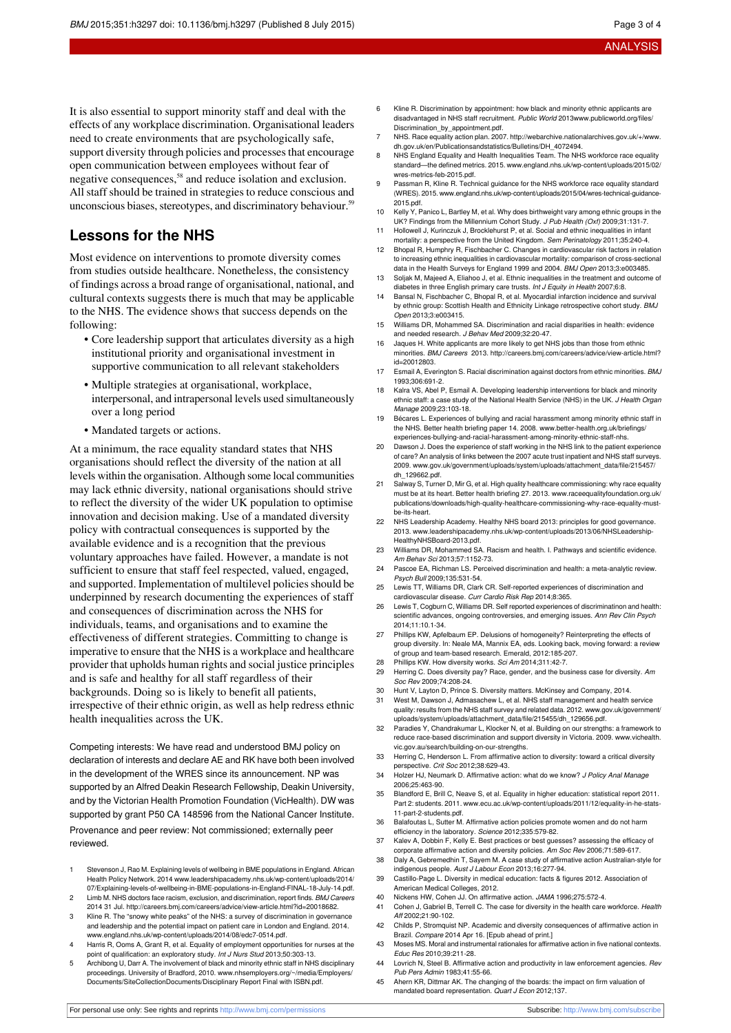It is also essential to support minority staff and deal with the effects of any workplace discrimination. Organisational leaders need to create environments that are psychologically safe, support diversity through policies and processes that encourage open communication between employees without fear of negative consequences,[58] and reduce isolation and exclusion. All staff should be trained in strategies to reduce conscious and unconscious biases, stereotypes, and discriminatory behaviour.[59]

## Lessons for the NHS

Most evidence on interventions to promote diversity comes from studies outside healthcare. Nonetheless, the consistency of findings across a broad range of organisational, national, and cultural contexts suggests there is much that may be applicable to the NHS. The evidence shows that success depends on the following:

- Core leadership support that articulates diversity as a high institutional priority and organisational investment in supportive communication to all relevant stakeholders
- Multiple strategies at organisational, workplace, interpersonal, and intrapersonal levels used simultaneously over a long period
- Mandated targets or actions.

At a minimum, the race equality standard states that NHS organisations should reflect the diversity of the nation at all levels within the organisation. Although some local communities may lack ethnic diversity, national organisations should strive to reflect the diversity of the wider UK population to optimise innovation and decision making. Use of a mandated diversity policy with contractual consequences is supported by the available evidence and is a recognition that the previous voluntary approaches have failed. However, a mandate is not sufficient to ensure that staff feel respected, valued, engaged, and supported. Implementation of multilevel policies should be underpinned by research documenting the experiences of staff and consequences of discrimination across the NHS for individuals, teams, and organisations and to examine the effectiveness of different strategies. Committing to change is imperative to ensure that the NHS is a workplace and healthcare provider that upholds human rights and social justice principles and is safe and healthy for all staff regardless of their backgrounds. Doing so is likely to benefit all patients, irrespective of their ethnic origin, as well as help redress ethnic health inequalities across the UK.

Competing interests: We have read and understood BMJ policy on declaration of interests and declare AE and RK have both been involved in the development of the WRES since its announcement. NP was supported by an Alfred Deakin Research Fellowship, Deakin University, and by the Victorian Health Promotion Foundation (VicHealth). DW was supported by grant P50 CA 148596 from the National Cancer Institute.

Provenance and peer review: Not commissioned; externally peer reviewed.

1. Stevenson J, Rao M. Explaining levels of wellbeing in BME populations in England. African Health Policy Network. 2014 www.leadershipacademy.nhs.uk/wp-content/uploads/2014/07/Explaining-levels-of-wellbeing-in-BME-populations-in-England-FINAL-18-July-14.pdf.
2. Limb M. NHS doctors face racism, exclusion, and discrimination, report finds. *BMJ Careers* 2014 31 Jul. http://careers.bmj.com/careers/advice/view-article.html?id=20018682.
3. Kline R. The "snowy white peaks" of the NHS: a survey of discrimination in governance and leadership and the potential impact on patient care in London and England. 2014. www.england.nhs.uk/wp-content/uploads/2014/08/edc7-0514.pdf.
4. Harris R, Ooms A, Grant R, et al. Equality of employment opportunities for nurses at the point of qualification: an exploratory study. *Int J Nurs Stud* 2013;50:303-13.
5. Archibong U, Darr A. The involvement of black and minority ethnic staff in NHS disciplinary proceedings. University of Bradford, 2010. www.nhsemployers.org/~/media/Employers/Documents/SiteCollectionDocuments/Disciplinary Report Final with ISBN.pdf.
6. Kline R. Discrimination by appointment: how black and minority ethnic applicants are disadvantaged in NHS staff recruitment. *Public World* 2013www.publicworld.org/files/Discrimination_by_appointment.pdf.
7. NHS. Race equality action plan. 2007. http://webarchive.nationalarchives.gov.uk/+/www.dh.gov.uk/en/Publicationsandstatistics/Bulletins/DH_4072494.
8. NHS England Equality and Health Inequalities Team. The NHS workforce race equality standard—the defined metrics. 2015. www.england.nhs.uk/wp-content/uploads/2015/02/wres-metrics-feb-2015.pdf.
9. Passman R, Kline R. Technical guidance for the NHS workforce race equality standard (WRES). 2015. www.england.nhs.uk/wp-content/uploads/2015/04/wres-technical-guidance-2015.pdf.
10. Kelly Y, Panico L, Bartley M, et al. Why does birthweight vary among ethnic groups in the UK? Findings from the Millennium Cohort Study. *J Pub Health (Oxf)* 2009;31:131-7.
11. Hollowell J, Kurinczuk J, Brocklehurst P, et al. Social and ethnic inequalities in infant mortality: a perspective from the United Kingdom. *Sem Perinatology* 2011;35:240-4.
12. Bhopal R, Humphry R, Fischbacher C. Changes in cardiovascular risk factors in relation to increasing ethnic inequalities in cardiovascular mortality: comparison of cross-sectional data in the Health Surveys for England 1999 and 2004. *BMJ Open* 2013;3:e003485.
13. Soljak M, Majeed A, Eliahoo J, et al. Ethnic inequalities in the treatment and outcome of diabetes in three English primary care trusts. *Int J Equity in Health* 2007;6:8.
14. Bansal N, Fischbacher C, Bhopal R, et al. Myocardial infarction incidence and survival by ethnic group: Scottish Health and Ethnicity Linkage retrospective cohort study. *BMJ Open* 2013;3:e003415.
15. Williams DR, Mohammed SA. Discrimination and racial disparities in health: evidence and needed research. *J Behav Med* 2009;32:20-47.
16. Jaques H. White applicants are more likely to get NHS jobs than those from ethnic minorities. *BMJ Careers* 2013. http://careers.bmj.com/careers/advice/view-article.html?id=20012803.
17. Esmail A, Everington S. Racial discrimination against doctors from ethnic minorities. *BMJ* 1993;306:691-2.
18. Kalra VS, Abel P, Esmail A. Developing leadership interventions for black and minority ethnic staff: a case study of the National Health Service (NHS) in the UK. *J Health Organ Manage* 2009;23:103-18.
19. Bécares L. Experiences of bullying and racial harassment among minority ethnic staff in the NHS. Better health briefing paper 14. 2008. www.better-health.org.uk/briefings/experiences-bullying-and-racial-harassment-among-minority-ethnic-staff-nhs.
20. Dawson J. Does the experience of staff working in the NHS link to the patient experience of care? An analysis of links between the 2007 acute trust inpatient and NHS staff surveys. 2009. www.gov.uk/government/uploads/system/uploads/attachment_data/file/215457/dh_129662.pdf.
21. Salway S, Turner D, Mir G, et al. High quality healthcare commissioning: why race equality must be at its heart. Better health briefing 27. 2013. www.raceequalityfoundation.org.uk/publications/downloads/high-quality-healthcare-commissioning-why-race-equality-must-be-its-heart.
22. NHS Leadership Academy. Healthy NHS board 2013: principles for good governance. 2013. www.leadershipacademy.nhs.uk/wp-content/uploads/2013/06/NHSLeadership-HealthyNHSBoard-2013.pdf.
23. Williams DR, Mohammed SA. Racism and health. I. Pathways and scientific evidence. *Am Behav Sci* 2013;57:1152-73.
24. Pascoe EA, Richman LS. Perceived discrimination and health: a meta-analytic review. *Psych Bull* 2009;135:531-54.
25. Lewis TT, Williams DR, Clark CR. Self-reported experiences of discrimination and cardiovascular disease. *Curr Cardio Risk Rep* 2014;8:365.
26. Lewis T, Cogburn C, Williams DR. Self reported experiences of discriminatinon and health: scientific advances, ongoing controversies, and emerging issues. *Ann Rev Clin Psych* 2014;11:10.1-34.
27. Phillips KW, Apfelbaum EP. Delusions of homogeneity? Reinterpreting the effects of group diversity. In: Neale MA, Mannix EA, eds. Looking back, moving forward: a review of group and team-based research. Emerald, 2012:185-207.
28. Phillips KW. How diversity works. *Sci Am* 2014;311:42-7.
29. Herring C. Does diversity pay? Race, gender, and the business case for diversity. *Am Soc Rev* 2009;74:208-24.
30. Hunt V, Layton D, Prince S. Diversity matters. McKinsey and Company, 2014.
31. West M, Dawson J, Admasachew L, et al. NHS staff management and health service quality: results from the NHS staff survey and related data. 2012. www.gov.uk/government/uploads/system/uploads/attachment_data/file/215455/dh_129656.pdf.
32. Paradies Y, Chandrakumar L, Klocker N, et al. Building on our strengths: a framework to reduce race-based discrimination and support diversity in Victoria. 2009. www.vichealth.vic.gov.au/search/building-on-our-strengths.
33. Herring C, Henderson L. From affirmative action to diversity: toward a critical diversity perspective. *Crit Soc* 2012;38:629-43.
34. Holzer HJ, Neumark D. Affirmative action: what do we know? *J Policy Anal Manage* 2006;25:463-90.
35. Blandford E, Brill C, Neave S, et al. Equality in higher education: statistical report 2011. Part 2: students. 2011. www.ecu.ac.uk/wp-content/uploads/2011/12/equality-in-he-stats-11-part-2-students.pdf.
36. Balafoutas L, Sutter M. Affirmative action policies promote women and do not harm efficiency in the laboratory. *Science* 2012;335:579-82.
37. Kalev A, Dobbin F, Kelly E. Best practices or best guesses? assessing the efficacy of corporate affirmative action and diversity policies. *Am Soc Rev* 2006;71:589-617.
38. Daly A, Gebremedhin T, Sayem M. A case study of affirmative action Australian-style for indigenous people. *Aust J Labour Econ* 2013;16:277-94.
39. Castillo-Page L. Diversity in medical education: facts & figures 2012. Association of American Medical Colleges, 2012.
40. Nickens HW, Cohen JJ. On affirmative action. *JAMA* 1996;275:572-4.
41. Cohen J, Gabriel B, Terrell C. The case for diversity in the health care workforce. *Health Aff* 2002;21:90-102.
42. Childs P, Stromquist NP. Academic and diversity consequences of affirmative action in Brazil. *Compare* 2014 Apr 16. [Epub ahead of print.]
43. Moses MS. Moral and instrumental rationales for affirmative action in five national contexts. *Educ Res* 2010;39:211-28.
44. Lovrich N, Steel B. Affirmative action and productivity in law enforcement agencies. *Rev Pub Pers Admin* 1983;41:55-66.
45. Ahern KR, Dittmar AK. The changing of the boards: the impact on firm valuation of mandated board representation. *Quart J Econ* 2012;137.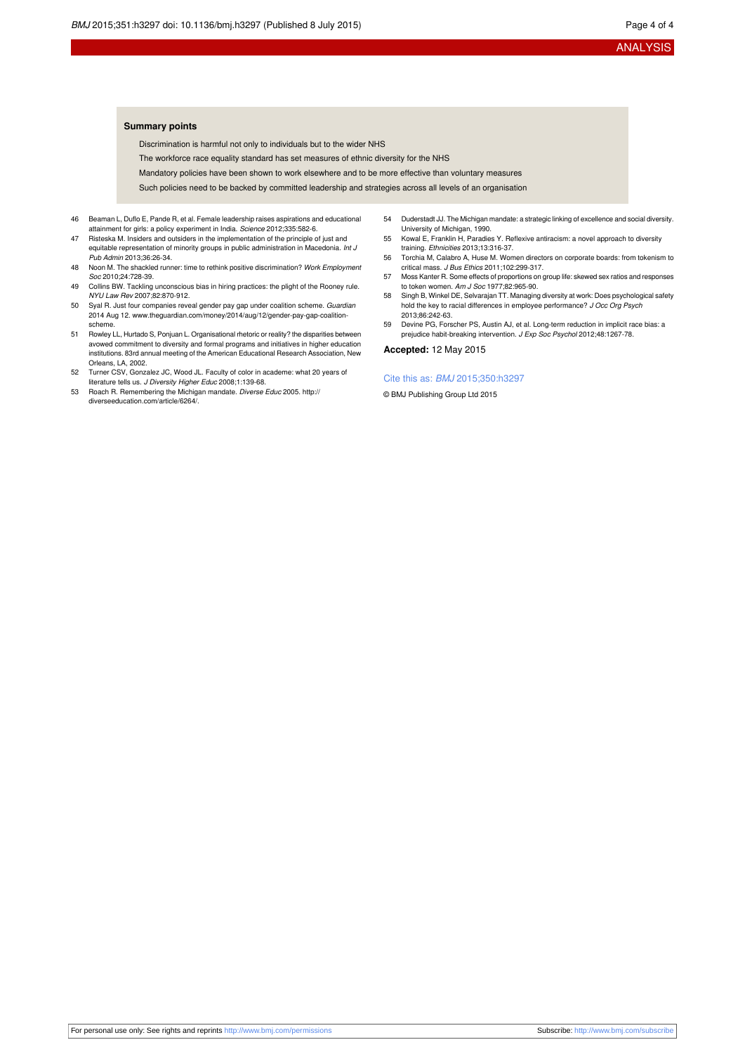**Summary points**

- Discrimination is harmful not only to individuals but to the wider NHS
- The workforce race equality standard has set measures of ethnic diversity for the NHS
- Mandatory policies have been shown to work elsewhere and to be more effective than voluntary measures
- Such policies need to be backed by committed leadership and strategies across all levels of an organisation

46 Beaman L, Duflo E, Pande R, et al. Female leadership raises aspirations and educational attainment for girls: a policy experiment in India. *Science* 2012;335:582-6.

47 Risteska M. Insiders and outsiders in the implementation of the principle of just and equitable representation of minority groups in public administration in Macedonia. *Int J Pub Admin* 2013;36:26-34.

48 Noon M. The shackled runner: time to rethink positive discrimination? *Work Employment Soc* 2010;24:728-39.

49 Collins BW. Tackling unconscious bias in hiring practices: the plight of the Rooney rule. *NYU Law Rev* 2007;82:870-912.

50 Syal R. Just four companies reveal gender pay gap under coalition scheme. *Guardian* 2014 Aug 12. www.theguardian.com/money/2014/aug/12/gender-pay-gap-coalition-scheme.

51 Rowley LL, Hurtado S, Ponjuan L. Organisational rhetoric or reality? the disparities between avowed commitment to diversity and formal programs and initiatives in higher education institutions. 83rd annual meeting of the American Educational Research Association, New Orleans, LA, 2002.

52 Turner CSV, Gonzalez JC, Wood JL. Faculty of color in academe: what 20 years of literature tells us. *J Diversity Higher Educ* 2008;1:139-68.

53 Roach R. Remembering the Michigan mandate. *Diverse Educ* 2005. http://diverseeducation.com/article/6264/.

54 Duderstadt JJ. The Michigan mandate: a strategic linking of excellence and social diversity. University of Michigan, 1990.

55 Kowal E, Franklin H, Paradies Y. Reflexive antiracism: a novel approach to diversity training. *Ethnicities* 2013;13:316-37.

56 Torchia M, Calabro A, Huse M. Women directors on corporate boards: from tokenism to critical mass. *J Bus Ethics* 2011;102:299-317.

57 Moss Kanter R. Some effects of proportions on group life: skewed sex ratios and responses to token women. *Am J Soc* 1977;82:965-90.

58 Singh B, Winkel DE, Selvarajan TT. Managing diversity at work: Does psychological safety hold the key to racial differences in employee performance? *J Occ Org Psych* 2013;86:242-63.

59 Devine PG, Forscher PS, Austin AJ, et al. Long-term reduction in implicit race bias: a prejudice habit-breaking intervention. *J Exp Soc Psychol* 2012;48:1267-78.

**Accepted:** 12 May 2015

Cite this as: *BMJ* 2015;350:h3297

© BMJ Publishing Group Ltd 2015